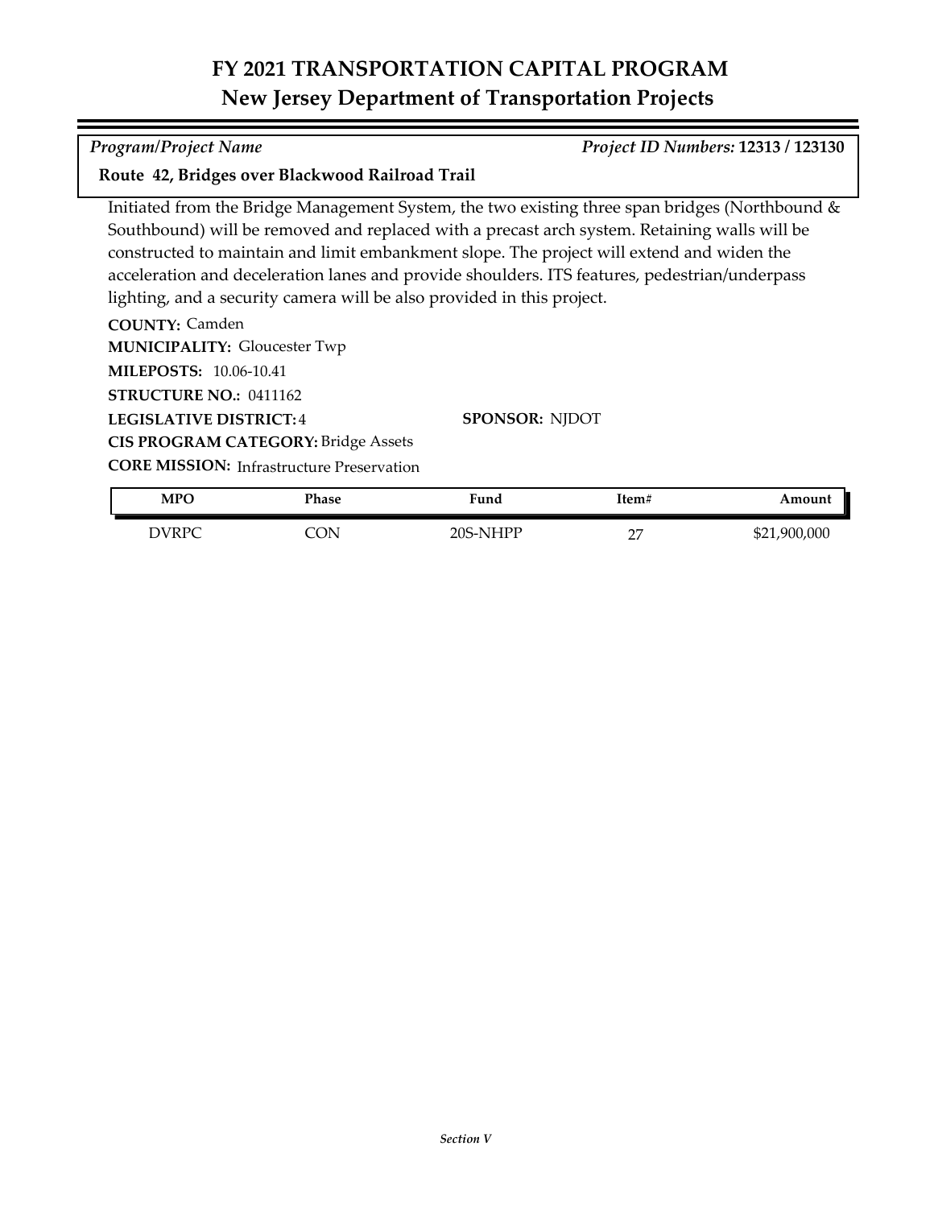# FY 2021 TRANSPORTATION CAPITAL PROGRAM
## New Jersey Department of Transportation Projects

*Program/Project Name* *Project ID Numbers:* **12313 / 123130**

**Route 42, Bridges over Blackwood Railroad Trail**

Initiated from the Bridge Management System, the two existing three span bridges (Northbound & Southbound) will be removed and replaced with a precast arch system. Retaining walls will be constructed to maintain and limit embankment slope. The project will extend and widen the acceleration and deceleration lanes and provide shoulders. ITS features, pedestrian/underpass lighting, and a security camera will be also provided in this project.

**COUNTY:** Camden
**MUNICIPALITY:** Gloucester Twp
**MILEPOSTS:** 10.06-10.41
**STRUCTURE NO.:** 0411162
**LEGISLATIVE DISTRICT:** 4
**SPONSOR:** NJDOT
**CIS PROGRAM CATEGORY:** Bridge Assets
**CORE MISSION:** Infrastructure Preservation

| MPO | Phase | Fund | Item# | Amount |
|---|---|---|---|---|
| DVRPC | CON | 20S-NHPP | 27 | $21,900,000 |

*Section V*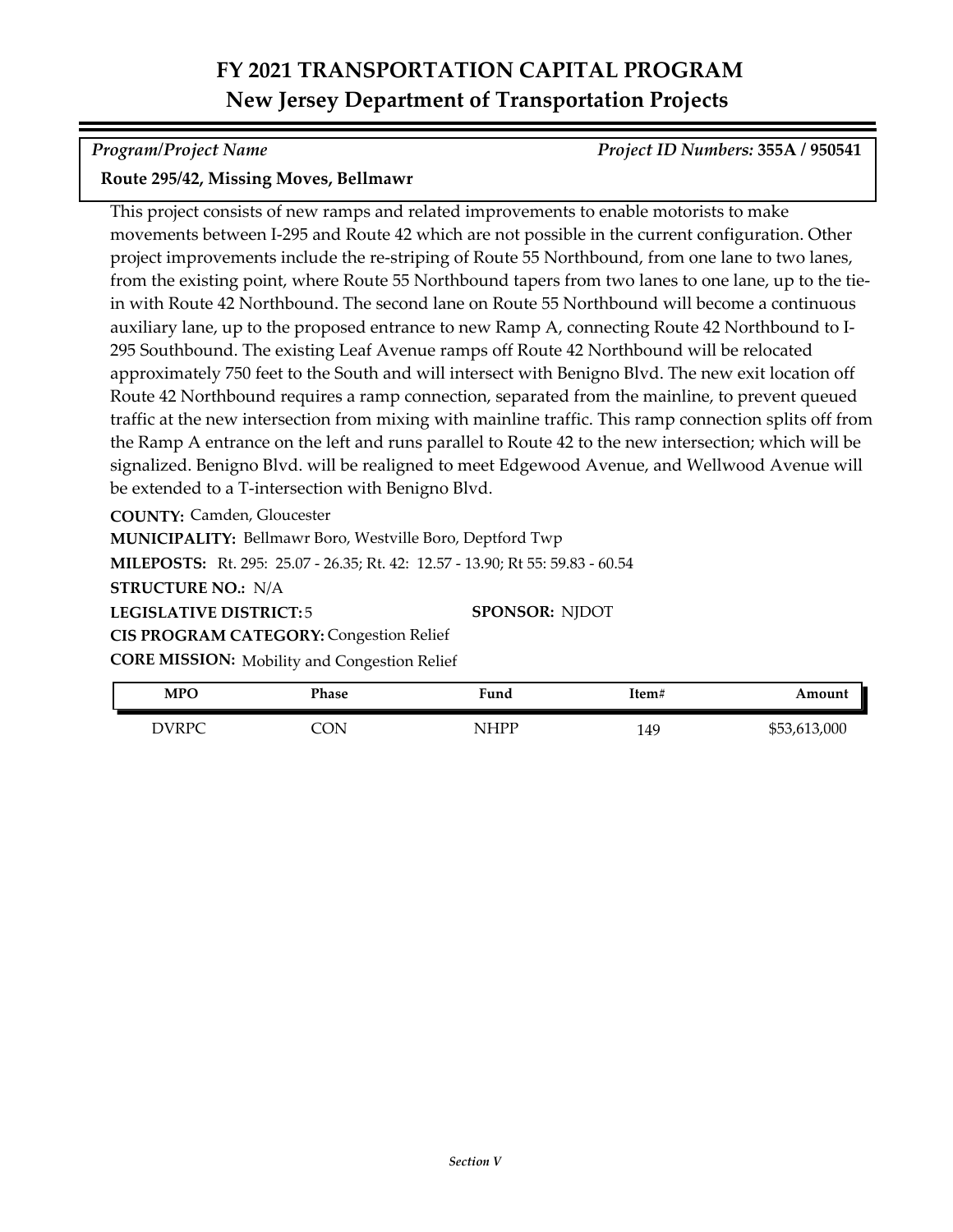# FY 2021 TRANSPORTATION CAPITAL PROGRAM
## New Jersey Department of Transportation Projects

*Program/Project Name* | *Project ID Numbers:* **355A / 950541**

**Route 295/42, Missing Moves, Bellmawr**

This project consists of new ramps and related improvements to enable motorists to make movements between I-295 and Route 42 which are not possible in the current configuration. Other project improvements include the re-striping of Route 55 Northbound, from one lane to two lanes, from the existing point, where Route 55 Northbound tapers from two lanes to one lane, up to the tie-in with Route 42 Northbound. The second lane on Route 55 Northbound will become a continuous auxiliary lane, up to the proposed entrance to new Ramp A, connecting Route 42 Northbound to I-295 Southbound. The existing Leaf Avenue ramps off Route 42 Northbound will be relocated approximately 750 feet to the South and will intersect with Benigno Blvd. The new exit location off Route 42 Northbound requires a ramp connection, separated from the mainline, to prevent queued traffic at the new intersection from mixing with mainline traffic. This ramp connection splits off from the Ramp A entrance on the left and runs parallel to Route 42 to the new intersection; which will be signalized. Benigno Blvd. will be realigned to meet Edgewood Avenue, and Wellwood Avenue will be extended to a T-intersection with Benigno Blvd.

**COUNTY:** Camden, Gloucester

**MUNICIPALITY:** Bellmawr Boro, Westville Boro, Deptford Twp

**MILEPOSTS:** Rt. 295: 25.07 - 26.35; Rt. 42: 12.57 - 13.90; Rt 55: 59.83 - 60.54

**STRUCTURE NO.:** N/A

**LEGISLATIVE DISTRICT:** 5 **SPONSOR:** NJDOT

**CIS PROGRAM CATEGORY:** Congestion Relief

**CORE MISSION:** Mobility and Congestion Relief

| MPO | Phase | Fund | Item# | Amount |
|---|---|---|---|---|
| DVRPC | CON | NHPP | 149 | $53,613,000 |